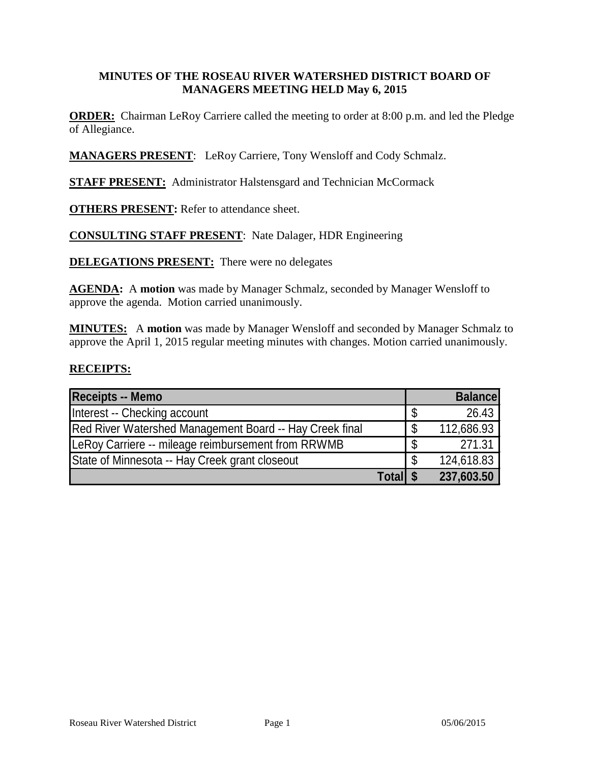**MINUTES OF THE ROSEAU RIVER WATERSHED DISTRICT BOARD OF MANAGERS MEETING HELD May 6, 2015**

**ORDER:** Chairman LeRoy Carriere called the meeting to order at 8:00 p.m. and led the Pledge of Allegiance.

**MANAGERS PRESENT**: LeRoy Carriere, Tony Wensloff and Cody Schmalz.

**STAFF PRESENT:** Administrator Halstensgard and Technician McCormack

**OTHERS PRESENT:** Refer to attendance sheet.

**CONSULTING STAFF PRESENT**: Nate Dalager, HDR Engineering

**DELEGATIONS PRESENT:** There were no delegates

**AGENDA:** A **motion** was made by Manager Schmalz, seconded by Manager Wensloff to approve the agenda. Motion carried unanimously.

**MINUTES:** A **motion** was made by Manager Wensloff and seconded by Manager Schmalz to approve the April 1, 2015 regular meeting minutes with changes. Motion carried unanimously.

**RECEIPTS:**

| Receipts -- Memo | | Balance |
|---|---|---|
| Interest -- Checking account | $ | 26.43 |
| Red River Watershed Management Board -- Hay Creek final | $ | 112,686.93 |
| LeRoy Carriere -- mileage reimbursement from RRWMB | $ | 271.31 |
| State of Minnesota -- Hay Creek grant closeout | $ | 124,618.83 |
| **Total** | **$** | **237,603.50** |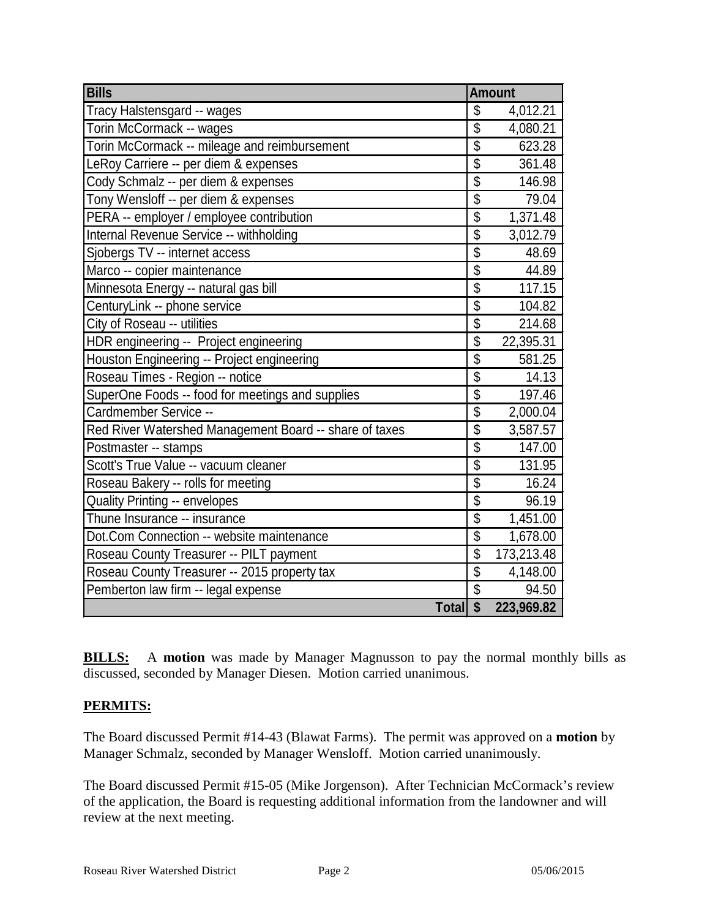| Bills | Amount |
|---|---|
| Tracy Halstensgard -- wages | $ 4,012.21 |
| Torin McCormack -- wages | $ 4,080.21 |
| Torin McCormack -- mileage and reimbursement | $ 623.28 |
| LeRoy Carriere -- per diem & expenses | $ 361.48 |
| Cody Schmalz -- per diem & expenses | $ 146.98 |
| Tony Wensloff -- per diem & expenses | $ 79.04 |
| PERA -- employer / employee contribution | $ 1,371.48 |
| Internal Revenue Service -- withholding | $ 3,012.79 |
| Sjobergs TV -- internet access | $ 48.69 |
| Marco -- copier maintenance | $ 44.89 |
| Minnesota Energy -- natural gas bill | $ 117.15 |
| CenturyLink -- phone service | $ 104.82 |
| City of Roseau -- utilities | $ 214.68 |
| HDR engineering -- Project engineering | $ 22,395.31 |
| Houston Engineering -- Project engineering | $ 581.25 |
| Roseau Times - Region -- notice | $ 14.13 |
| SuperOne Foods -- food for meetings and supplies | $ 197.46 |
| Cardmember Service -- | $ 2,000.04 |
| Red River Watershed Management Board -- share of taxes | $ 3,587.57 |
| Postmaster -- stamps | $ 147.00 |
| Scott's True Value -- vacuum cleaner | $ 131.95 |
| Roseau Bakery -- rolls for meeting | $ 16.24 |
| Quality Printing -- envelopes | $ 96.19 |
| Thune Insurance -- insurance | $ 1,451.00 |
| Dot.Com Connection -- website maintenance | $ 1,678.00 |
| Roseau County Treasurer -- PILT payment | $ 173,213.48 |
| Roseau County Treasurer -- 2015 property tax | $ 4,148.00 |
| Pemberton law firm -- legal expense | $ 94.50 |
| **Total** | **$ 223,969.82** |

**BILLS:** A **motion** was made by Manager Magnusson to pay the normal monthly bills as discussed, seconded by Manager Diesen. Motion carried unanimous.

**PERMITS:**

The Board discussed Permit #14-43 (Blawat Farms). The permit was approved on a **motion** by Manager Schmalz, seconded by Manager Wensloff. Motion carried unanimously.

The Board discussed Permit #15-05 (Mike Jorgenson). After Technician McCormack's review of the application, the Board is requesting additional information from the landowner and will review at the next meeting.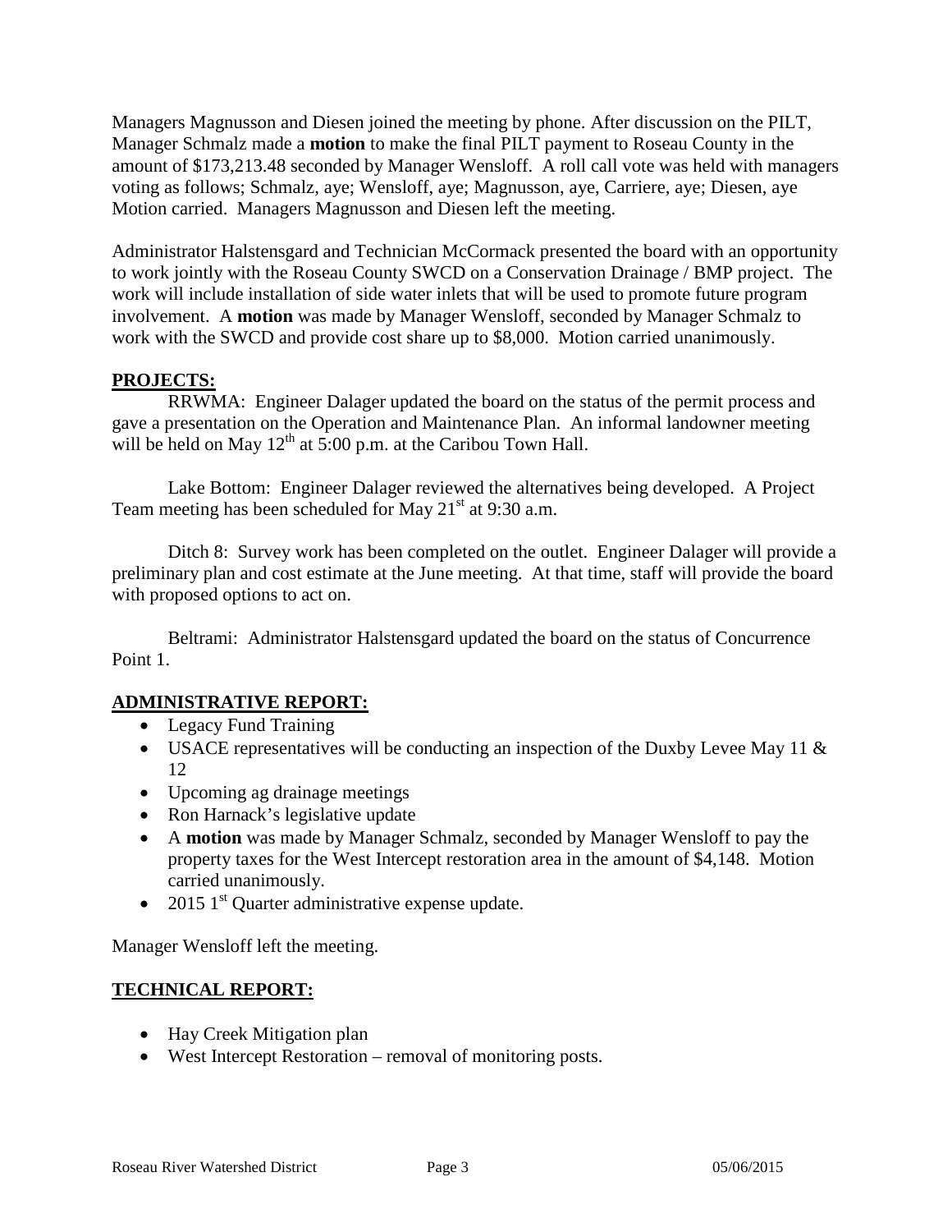Managers Magnusson and Diesen joined the meeting by phone. After discussion on the PILT, Manager Schmalz made a **motion** to make the final PILT payment to Roseau County in the amount of $173,213.48 seconded by Manager Wensloff. A roll call vote was held with managers voting as follows; Schmalz, aye; Wensloff, aye; Magnusson, aye, Carriere, aye; Diesen, aye Motion carried. Managers Magnusson and Diesen left the meeting.

Administrator Halstensgard and Technician McCormack presented the board with an opportunity to work jointly with the Roseau County SWCD on a Conservation Drainage / BMP project. The work will include installation of side water inlets that will be used to promote future program involvement. A **motion** was made by Manager Wensloff, seconded by Manager Schmalz to work with the SWCD and provide cost share up to $8,000. Motion carried unanimously.

## PROJECTS:

RRWMA: Engineer Dalager updated the board on the status of the permit process and gave a presentation on the Operation and Maintenance Plan. An informal landowner meeting will be held on May 12th at 5:00 p.m. at the Caribou Town Hall.

Lake Bottom: Engineer Dalager reviewed the alternatives being developed. A Project Team meeting has been scheduled for May 21st at 9:30 a.m.

Ditch 8: Survey work has been completed on the outlet. Engineer Dalager will provide a preliminary plan and cost estimate at the June meeting. At that time, staff will provide the board with proposed options to act on.

Beltrami: Administrator Halstensgard updated the board on the status of Concurrence Point 1.

## ADMINISTRATIVE REPORT:

- Legacy Fund Training
- USACE representatives will be conducting an inspection of the Duxby Levee May 11 & 12
- Upcoming ag drainage meetings
- Ron Harnack's legislative update
- A **motion** was made by Manager Schmalz, seconded by Manager Wensloff to pay the property taxes for the West Intercept restoration area in the amount of $4,148. Motion carried unanimously.
- 2015 1st Quarter administrative expense update.

Manager Wensloff left the meeting.

## TECHNICAL REPORT:

- Hay Creek Mitigation plan
- West Intercept Restoration – removal of monitoring posts.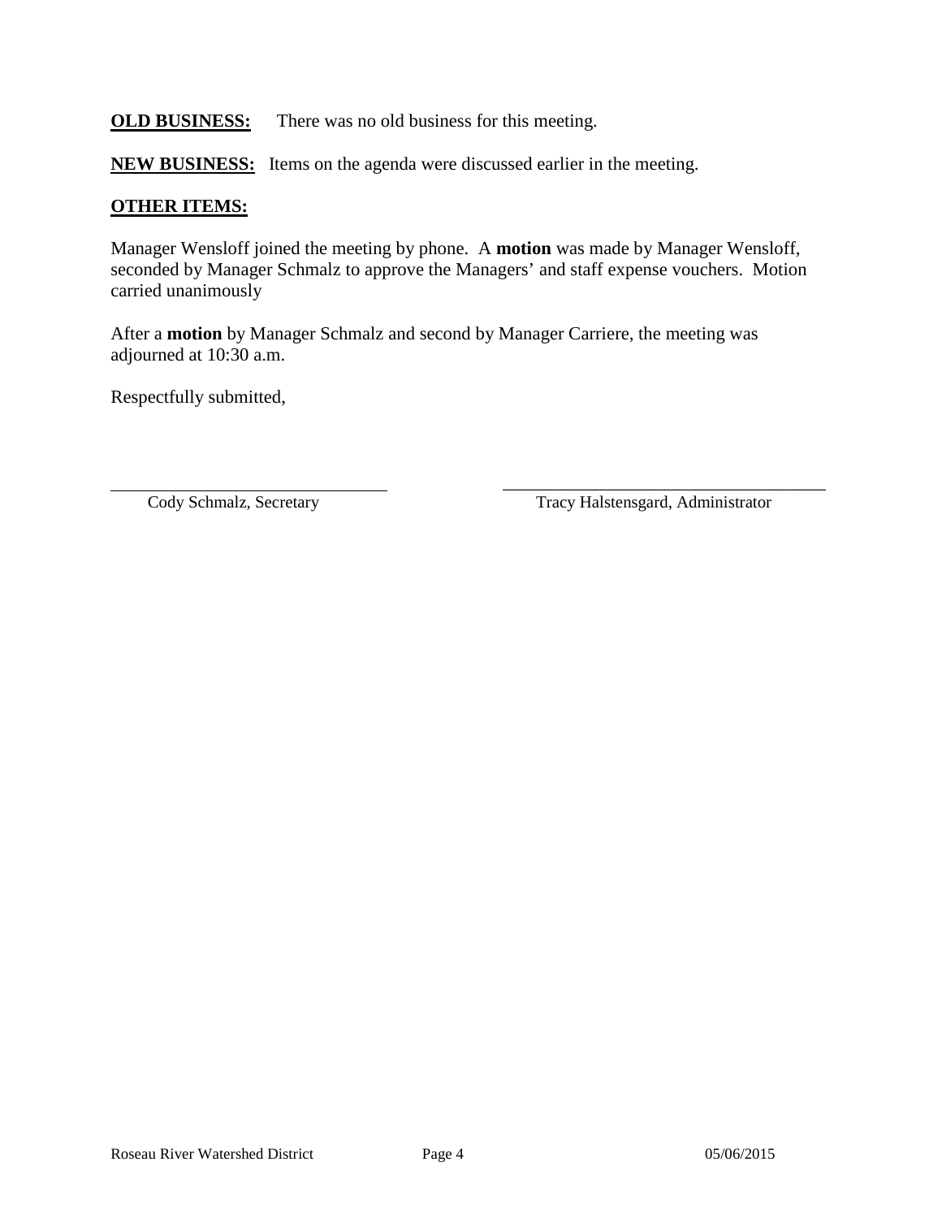**OLD BUSINESS:** There was no old business for this meeting.

**NEW BUSINESS:** Items on the agenda were discussed earlier in the meeting.

**OTHER ITEMS:**

Manager Wensloff joined the meeting by phone. A **motion** was made by Manager Wensloff, seconded by Manager Schmalz to approve the Managers' and staff expense vouchers. Motion carried unanimously

After a **motion** by Manager Schmalz and second by Manager Carriere, the meeting was adjourned at 10:30 a.m.

Respectfully submitted,

| | |
|---|---|
| \_\_\_\_\_\_\_\_\_\_\_\_\_\_\_\_\_\_\_\_\_\_\_\_\_\_\_\_\_\_ | \_\_\_\_\_\_\_\_\_\_\_\_\_\_\_\_\_\_\_\_\_\_\_\_\_\_\_\_\_\_\_\_\_\_\_ |
| Cody Schmalz, Secretary | Tracy Halstensgard, Administrator |